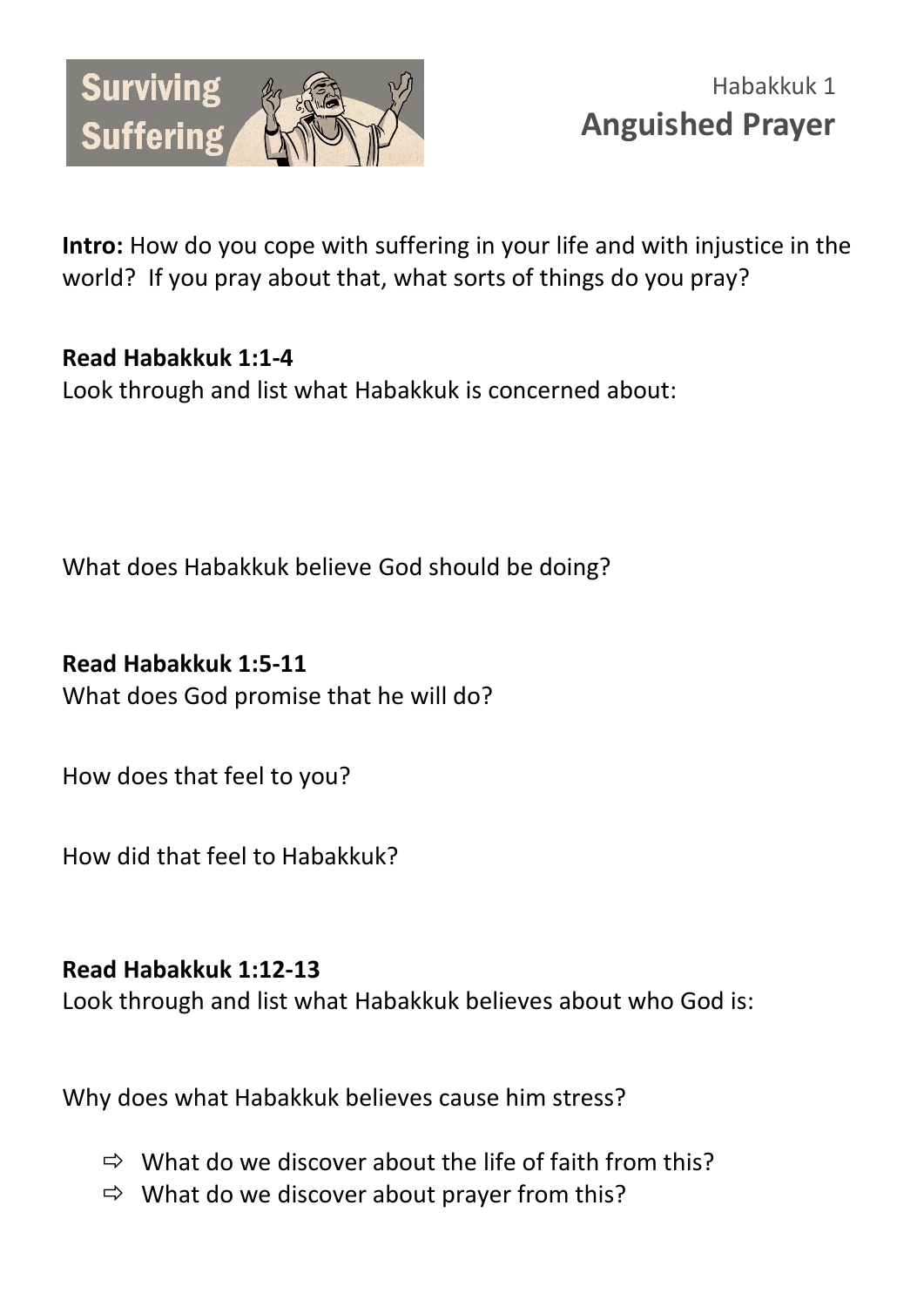Surviving Suffering

Habakkuk 1

# Anguished Prayer

**Intro:** How do you cope with suffering in your life and with injustice in the world? If you pray about that, what sorts of things do you pray?

**Read Habakkuk 1:1-4**

Look through and list what Habakkuk is concerned about:

What does Habakkuk believe God should be doing?

**Read Habakkuk 1:5-11**

What does God promise that he will do?

How does that feel to you?

How did that feel to Habakkuk?

**Read Habakkuk 1:12-13**

Look through and list what Habakkuk believes about who God is:

Why does what Habakkuk believes cause him stress?

- ⇨ What do we discover about the life of faith from this?
- ⇨ What do we discover about prayer from this?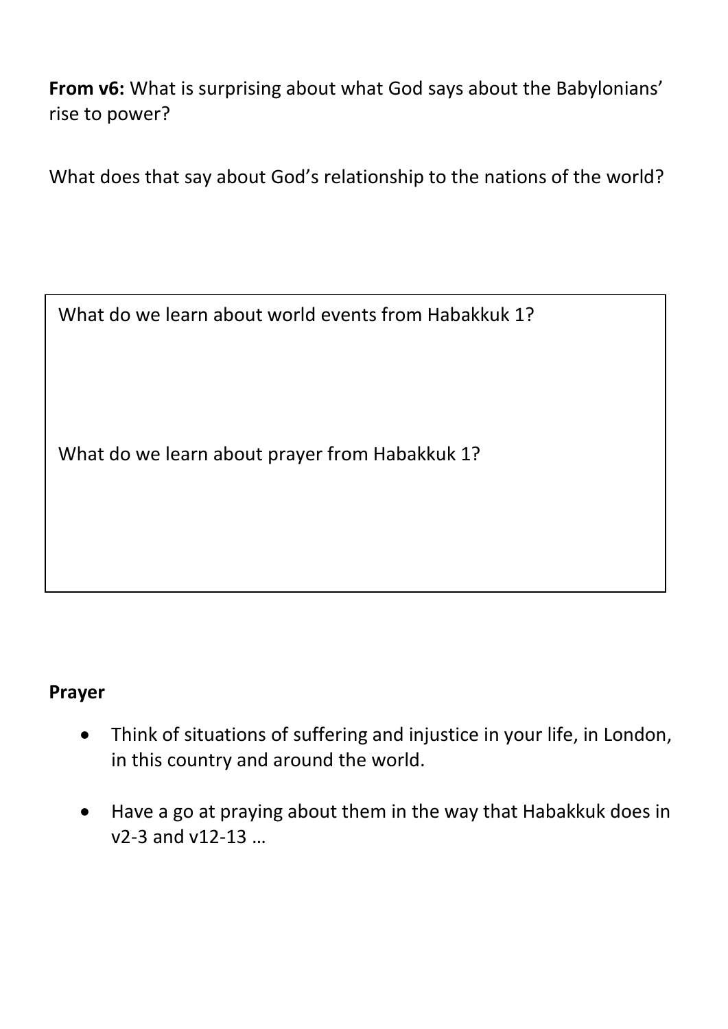**From v6:** What is surprising about what God says about the Babylonians' rise to power?

What does that say about God's relationship to the nations of the world?

What do we learn about world events from Habakkuk 1?

What do we learn about prayer from Habakkuk 1?

**Prayer**

- Think of situations of suffering and injustice in your life, in London, in this country and around the world.
- Have a go at praying about them in the way that Habakkuk does in v2-3 and v12-13 …